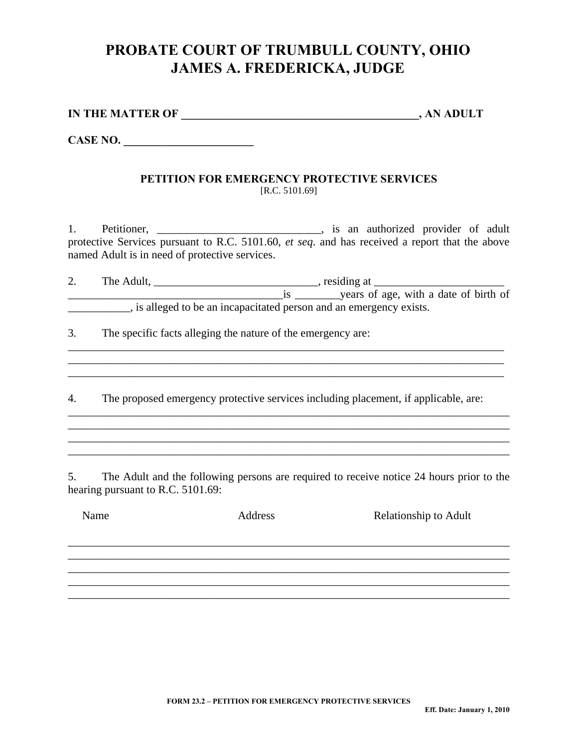# PROBATE COURT OF TRUMBULL COUNTY, OHIO
# JAMES A. FREDERICKA, JUDGE

**IN THE MATTER OF ________________________________________, AN ADULT**

**CASE NO. ______________________**

### PETITION FOR EMERGENCY PROTECTIVE SERVICES

[R.C. 5101.69]

1. Petitioner, _____________________________, is an authorized provider of adult protective Services pursuant to R.C. 5101.60, *et seq*. and has received a report that the above named Adult is in need of protective services.

2. The Adult, _____________________________, residing at _______________________ _____________________________________is ________years of age, with a date of birth of ___________, is alleged to be an incapacitated person and an emergency exists.

3. The specific facts alleging the nature of the emergency are:
_____________________________________________________________________________
_____________________________________________________________________________
_____________________________________________________________________________

4. The proposed emergency protective services including placement, if applicable, are:
_____________________________________________________________________________
_____________________________________________________________________________
_____________________________________________________________________________
_____________________________________________________________________________

5. The Adult and the following persons are required to receive notice 24 hours prior to the hearing pursuant to R.C. 5101.69:

| Name | Address | Relationship to Adult |
|---|---|---|
| | | |
| | | |
| | | |
| | | |
| | | |

**FORM 23.2 – PETITION FOR EMERGENCY PROTECTIVE SERVICES**

**Eff. Date: January 1, 2010**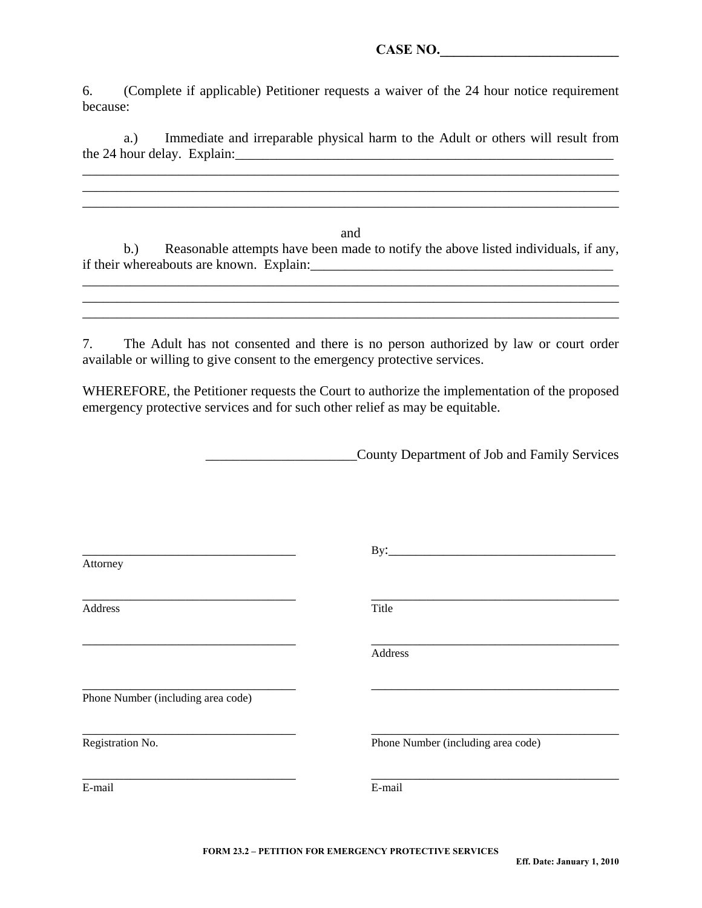**CASE NO.\_\_\_\_\_\_\_\_\_\_\_\_\_\_\_\_\_\_\_\_\_\_\_\_\_\_**

6. (Complete if applicable) Petitioner requests a waiver of the 24 hour notice requirement because:

a.) Immediate and irreparable physical harm to the Adult or others will result from the 24 hour delay. Explain:\_\_\_\_\_\_\_\_\_\_\_\_\_\_\_\_\_\_\_\_\_\_\_\_\_\_\_\_\_\_\_\_\_\_\_\_\_\_\_\_\_\_\_\_\_\_\_\_\_\_\_\_\_\_\_\_\_\_\_\_
\_\_\_\_\_\_\_\_\_\_\_\_\_\_\_\_\_\_\_\_\_\_\_\_\_\_\_\_\_\_\_\_\_\_\_\_\_\_\_\_\_\_\_\_\_\_\_\_\_\_\_\_\_\_\_\_\_\_\_\_\_\_\_\_\_\_\_\_\_\_\_\_\_\_\_\_\_\_
\_\_\_\_\_\_\_\_\_\_\_\_\_\_\_\_\_\_\_\_\_\_\_\_\_\_\_\_\_\_\_\_\_\_\_\_\_\_\_\_\_\_\_\_\_\_\_\_\_\_\_\_\_\_\_\_\_\_\_\_\_\_\_\_\_\_\_\_\_\_\_\_\_\_\_\_\_\_
\_\_\_\_\_\_\_\_\_\_\_\_\_\_\_\_\_\_\_\_\_\_\_\_\_\_\_\_\_\_\_\_\_\_\_\_\_\_\_\_\_\_\_\_\_\_\_\_\_\_\_\_\_\_\_\_\_\_\_\_\_\_\_\_\_\_\_\_\_\_\_\_\_\_\_\_\_\_

and

b.) Reasonable attempts have been made to notify the above listed individuals, if any, if their whereabouts are known. Explain:\_\_\_\_\_\_\_\_\_\_\_\_\_\_\_\_\_\_\_\_\_\_\_\_\_\_\_\_\_\_\_\_\_\_\_\_\_\_\_\_\_\_\_\_\_\_\_\_
\_\_\_\_\_\_\_\_\_\_\_\_\_\_\_\_\_\_\_\_\_\_\_\_\_\_\_\_\_\_\_\_\_\_\_\_\_\_\_\_\_\_\_\_\_\_\_\_\_\_\_\_\_\_\_\_\_\_\_\_\_\_\_\_\_\_\_\_\_\_\_\_\_\_\_\_\_\_
\_\_\_\_\_\_\_\_\_\_\_\_\_\_\_\_\_\_\_\_\_\_\_\_\_\_\_\_\_\_\_\_\_\_\_\_\_\_\_\_\_\_\_\_\_\_\_\_\_\_\_\_\_\_\_\_\_\_\_\_\_\_\_\_\_\_\_\_\_\_\_\_\_\_\_\_\_\_
\_\_\_\_\_\_\_\_\_\_\_\_\_\_\_\_\_\_\_\_\_\_\_\_\_\_\_\_\_\_\_\_\_\_\_\_\_\_\_\_\_\_\_\_\_\_\_\_\_\_\_\_\_\_\_\_\_\_\_\_\_\_\_\_\_\_\_\_\_\_\_\_\_\_\_\_\_\_

7. The Adult has not consented and there is no person authorized by law or court order available or willing to give consent to the emergency protective services.

WHEREFORE, the Petitioner requests the Court to authorize the implementation of the proposed emergency protective services and for such other relief as may be equitable.

\_\_\_\_\_\_\_\_\_\_\_\_\_\_\_\_\_\_\_\_\_\_County Department of Job and Family Services

| | |
|---|---|
| \_\_\_\_\_\_\_\_\_\_\_\_\_\_\_\_\_\_\_\_\_\_\_\_\_\_\_\_\_\_\_\_\_\_ Attorney | By:\_\_\_\_\_\_\_\_\_\_\_\_\_\_\_\_\_\_\_\_\_\_\_\_\_\_\_\_\_\_\_\_\_\_\_\_ |
| \_\_\_\_\_\_\_\_\_\_\_\_\_\_\_\_\_\_\_\_\_\_\_\_\_\_\_\_\_\_\_\_\_\_ Address | \_\_\_\_\_\_\_\_\_\_\_\_\_\_\_\_\_\_\_\_\_\_\_\_\_\_\_\_\_\_\_\_\_\_\_\_\_\_\_\_ Title |
| \_\_\_\_\_\_\_\_\_\_\_\_\_\_\_\_\_\_\_\_\_\_\_\_\_\_\_\_\_\_\_\_\_\_ | \_\_\_\_\_\_\_\_\_\_\_\_\_\_\_\_\_\_\_\_\_\_\_\_\_\_\_\_\_\_\_\_\_\_\_\_\_\_\_\_ Address |
| \_\_\_\_\_\_\_\_\_\_\_\_\_\_\_\_\_\_\_\_\_\_\_\_\_\_\_\_\_\_\_\_\_\_ Phone Number (including area code) | \_\_\_\_\_\_\_\_\_\_\_\_\_\_\_\_\_\_\_\_\_\_\_\_\_\_\_\_\_\_\_\_\_\_\_\_\_\_\_\_ |
| \_\_\_\_\_\_\_\_\_\_\_\_\_\_\_\_\_\_\_\_\_\_\_\_\_\_\_\_\_\_\_\_\_\_ Registration No. | \_\_\_\_\_\_\_\_\_\_\_\_\_\_\_\_\_\_\_\_\_\_\_\_\_\_\_\_\_\_\_\_\_\_\_\_\_\_\_\_ Phone Number (including area code) |
| \_\_\_\_\_\_\_\_\_\_\_\_\_\_\_\_\_\_\_\_\_\_\_\_\_\_\_\_\_\_\_\_\_\_ E-mail | \_\_\_\_\_\_\_\_\_\_\_\_\_\_\_\_\_\_\_\_\_\_\_\_\_\_\_\_\_\_\_\_\_\_\_\_\_\_\_\_ E-mail |

**FORM 23.2 – PETITION FOR EMERGENCY PROTECTIVE SERVICES**

**Eff. Date: January 1, 2010**